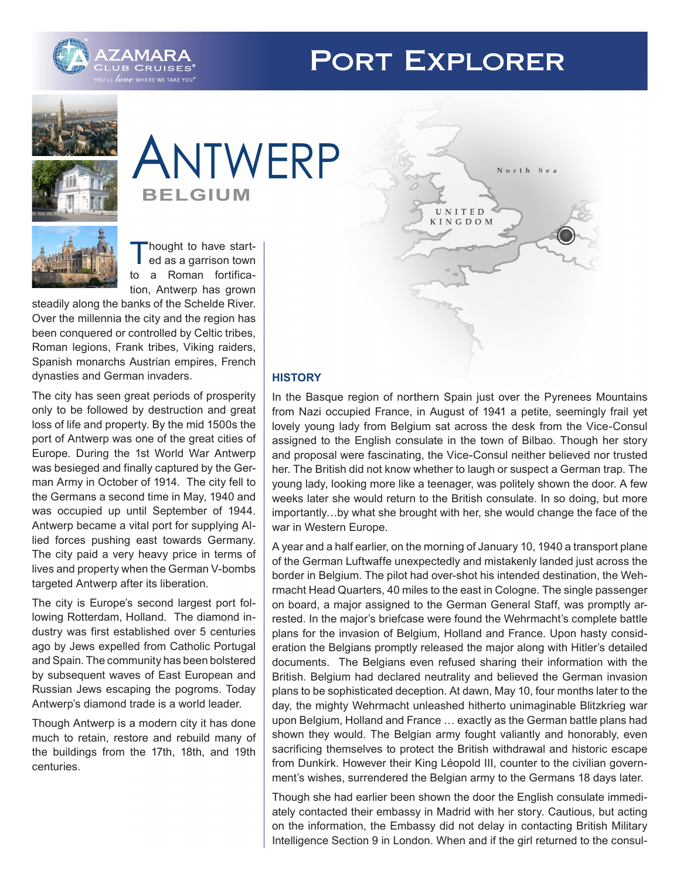# ANTWERP

## BELGIUM

Thought to have started as a garrison town to a Roman fortification, Antwerp has grown steadily along the banks of the Schelde River. Over the millennia the city and the region has been conquered or controlled by Celtic tribes, Roman legions, Frank tribes, Viking raiders, Spanish monarchs Austrian empires, French dynasties and German invaders.

The city has seen great periods of prosperity only to be followed by destruction and great loss of life and property. By the mid 1500s the port of Antwerp was one of the great cities of Europe. During the 1st World War Antwerp was besieged and finally captured by the German Army in October of 1914. The city fell to the Germans a second time in May, 1940 and was occupied up until September of 1944. Antwerp became a vital port for supplying Allied forces pushing east towards Germany. The city paid a very heavy price in terms of lives and property when the German V-bombs targeted Antwerp after its liberation.

The city is Europe's second largest port following Rotterdam, Holland. The diamond industry was first established over 5 centuries ago by Jews expelled from Catholic Portugal and Spain. The community has been bolstered by subsequent waves of East European and Russian Jews escaping the pogroms. Today Antwerp's diamond trade is a world leader.

Though Antwerp is a modern city it has done much to retain, restore and rebuild many of the buildings from the 17th, 18th, and 19th centuries.

North Sea

UNITED KINGDOM

### HISTORY

In the Basque region of northern Spain just over the Pyrenees Mountains from Nazi occupied France, in August of 1941 a petite, seemingly frail yet lovely young lady from Belgium sat across the desk from the Vice-Consul assigned to the English consulate in the town of Bilbao. Though her story and proposal were fascinating, the Vice-Consul neither believed nor trusted her. The British did not know whether to laugh or suspect a German trap. The young lady, looking more like a teenager, was politely shown the door. A few weeks later she would return to the British consulate. In so doing, but more importantly…by what she brought with her, she would change the face of the war in Western Europe.

A year and a half earlier, on the morning of January 10, 1940 a transport plane of the German Luftwaffe unexpectedly and mistakenly landed just across the border in Belgium. The pilot had over-shot his intended destination, the Wehrmacht Head Quarters, 40 miles to the east in Cologne. The single passenger on board, a major assigned to the German General Staff, was promptly arrested. In the major's briefcase were found the Wehrmacht's complete battle plans for the invasion of Belgium, Holland and France. Upon hasty consideration the Belgians promptly released the major along with Hitler's detailed documents. The Belgians even refused sharing their information with the British. Belgium had declared neutrality and believed the German invasion plans to be sophisticated deception. At dawn, May 10, four months later to the day, the mighty Wehrmacht unleashed hitherto unimaginable Blitzkrieg war upon Belgium, Holland and France … exactly as the German battle plans had shown they would. The Belgian army fought valiantly and honorably, even sacrificing themselves to protect the British withdrawal and historic escape from Dunkirk. However their King Léopold III, counter to the civilian government's wishes, surrendered the Belgian army to the Germans 18 days later.

Though she had earlier been shown the door the English consulate immediately contacted their embassy in Madrid with her story. Cautious, but acting on the information, the Embassy did not delay in contacting British Military Intelligence Section 9 in London. When and if the girl returned to the consul-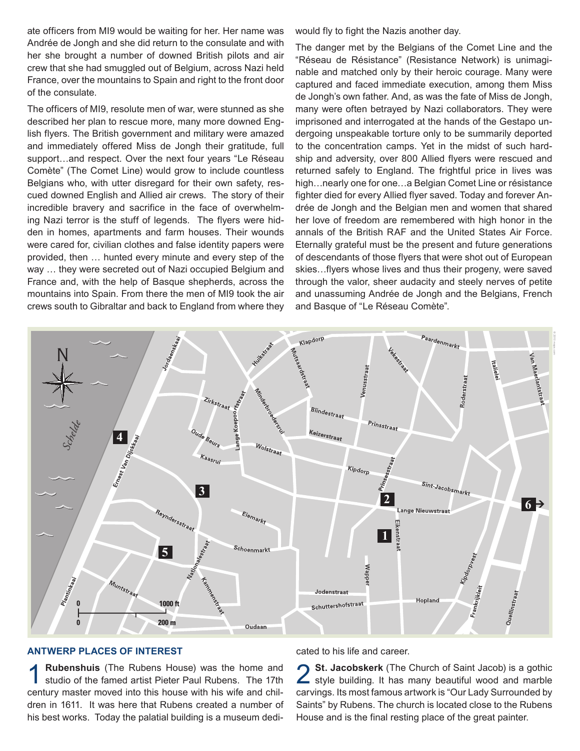ate officers from MI9 would be waiting for her. Her name was Andrée de Jongh and she did return to the consulate and with her she brought a number of downed British pilots and air crew that she had smuggled out of Belgium, across Nazi held France, over the mountains to Spain and right to the front door of the consulate.

The officers of MI9, resolute men of war, were stunned as she described her plan to rescue more, many more downed English flyers. The British government and military were amazed and immediately offered Miss de Jongh their gratitude, full support…and respect. Over the next four years "Le Réseau Comète" (The Comet Line) would grow to include countless Belgians who, with utter disregard for their own safety, rescued downed English and Allied air crews. The story of their incredible bravery and sacrifice in the face of overwhelming Nazi terror is the stuff of legends. The flyers were hidden in homes, apartments and farm houses. Their wounds were cared for, civilian clothes and false identity papers were provided, then … hunted every minute and every step of the way … they were secreted out of Nazi occupied Belgium and France and, with the help of Basque shepherds, across the mountains into Spain. From there the men of MI9 took the air crews south to Gibraltar and back to England from where they would fly to fight the Nazis another day.

The danger met by the Belgians of the Comet Line and the "Réseau de Résistance" (Resistance Network) is unimaginable and matched only by their heroic courage. Many were captured and faced immediate execution, among them Miss de Jongh's own father. And, as was the fate of Miss de Jongh, many were often betrayed by Nazi collaborators. They were imprisoned and interrogated at the hands of the Gestapo undergoing unspeakable torture only to be summarily deported to the concentration camps. Yet in the midst of such hardship and adversity, over 800 Allied flyers were rescued and returned safely to England. The frightful price in lives was high…nearly one for one…a Belgian Comet Line or résistance fighter died for every Allied flyer saved. Today and forever Andrée de Jongh and the Belgian men and women that shared her love of freedom are remembered with high honor in the annals of the British RAF and the United States Air Force. Eternally grateful must be the present and future generations of descendants of those flyers that were shot out of European skies…flyers whose lives and thus their progeny, were saved through the valor, sheer audacity and steely nerves of petite and unassuming Andrée de Jongh and the Belgians, French and Basque of "Le Réseau Comète".

## ANTWERP PLACES OF INTEREST

1 **Rubenshuis** (The Rubens House) was the home and studio of the famed artist Pieter Paul Rubens. The 17th century master moved into this house with his wife and children in 1611. It was here that Rubens created a number of his best works. Today the palatial building is a museum dedicated to his life and career.

2 **St. Jacobskerk** (The Church of Saint Jacob) is a gothic style building. It has many beautiful wood and marble carvings. Its most famous artwork is "Our Lady Surrounded by Saints" by Rubens. The church is located close to the Rubens House and is the final resting place of the great painter.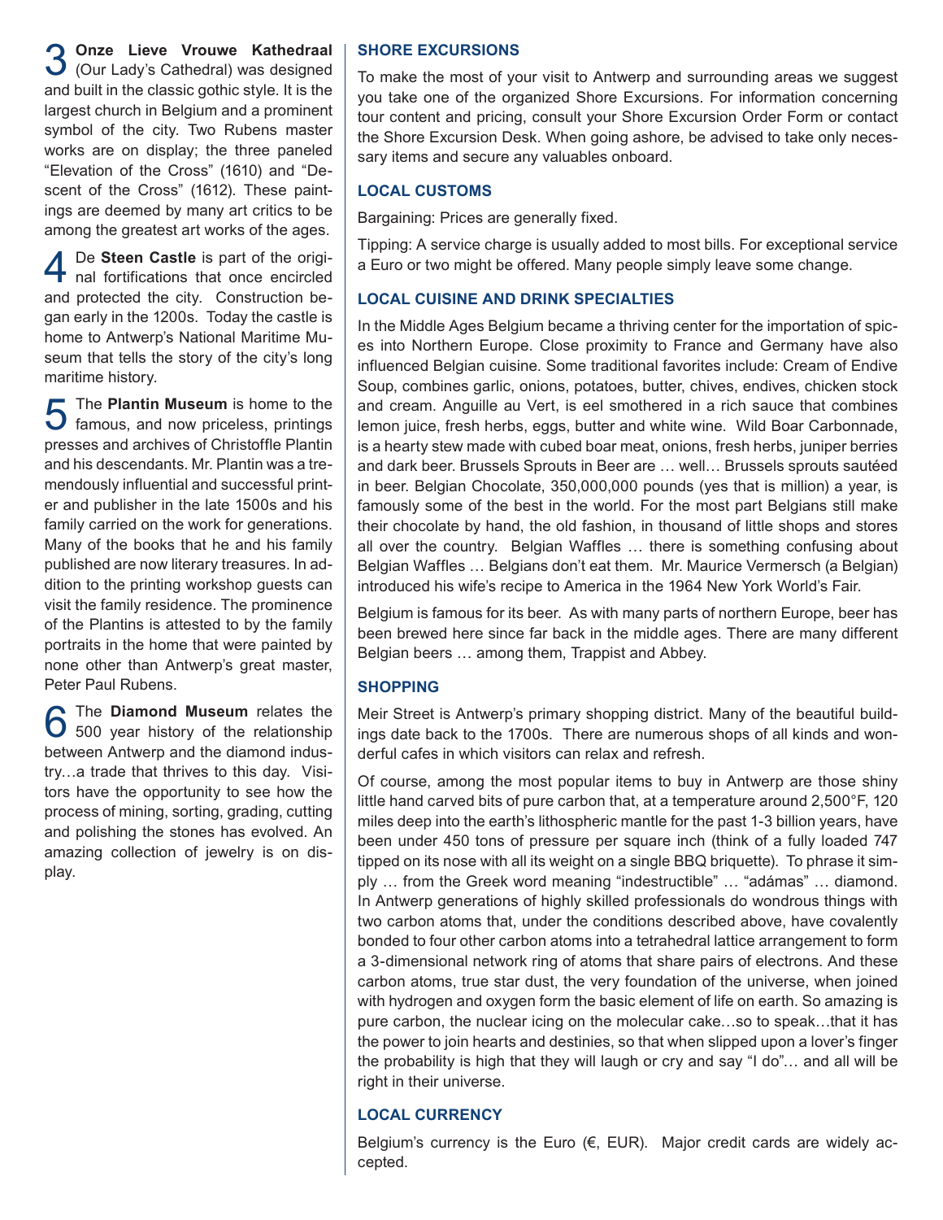3 **Onze Lieve Vrouwe Kathedraal** (Our Lady's Cathedral) was designed and built in the classic gothic style. It is the largest church in Belgium and a prominent symbol of the city. Two Rubens master works are on display; the three paneled "Elevation of the Cross" (1610) and "Descent of the Cross" (1612). These paintings are deemed by many art critics to be among the greatest art works of the ages.

4 De **Steen Castle** is part of the original fortifications that once encircled and protected the city. Construction began early in the 1200s. Today the castle is home to Antwerp's National Maritime Museum that tells the story of the city's long maritime history.

5 The **Plantin Museum** is home to the famous, and now priceless, printings presses and archives of Christoffle Plantin and his descendants. Mr. Plantin was a tremendously influential and successful printer and publisher in the late 1500s and his family carried on the work for generations. Many of the books that he and his family published are now literary treasures. In addition to the printing workshop guests can visit the family residence. The prominence of the Plantins is attested to by the family portraits in the home that were painted by none other than Antwerp's great master, Peter Paul Rubens.

6 The **Diamond Museum** relates the 500 year history of the relationship between Antwerp and the diamond industry…a trade that thrives to this day. Visitors have the opportunity to see how the process of mining, sorting, grading, cutting and polishing the stones has evolved. An amazing collection of jewelry is on display.

## SHORE EXCURSIONS

To make the most of your visit to Antwerp and surrounding areas we suggest you take one of the organized Shore Excursions. For information concerning tour content and pricing, consult your Shore Excursion Order Form or contact the Shore Excursion Desk. When going ashore, be advised to take only necessary items and secure any valuables onboard.

## LOCAL CUSTOMS

Bargaining: Prices are generally fixed.

Tipping: A service charge is usually added to most bills. For exceptional service a Euro or two might be offered. Many people simply leave some change.

## LOCAL CUISINE AND DRINK SPECIALTIES

In the Middle Ages Belgium became a thriving center for the importation of spices into Northern Europe. Close proximity to France and Germany have also influenced Belgian cuisine. Some traditional favorites include: Cream of Endive Soup, combines garlic, onions, potatoes, butter, chives, endives, chicken stock and cream. Anguille au Vert, is eel smothered in a rich sauce that combines lemon juice, fresh herbs, eggs, butter and white wine. Wild Boar Carbonnade, is a hearty stew made with cubed boar meat, onions, fresh herbs, juniper berries and dark beer. Brussels Sprouts in Beer are … well… Brussels sprouts sautéed in beer. Belgian Chocolate, 350,000,000 pounds (yes that is million) a year, is famously some of the best in the world. For the most part Belgians still make their chocolate by hand, the old fashion, in thousand of little shops and stores all over the country. Belgian Waffles … there is something confusing about Belgian Waffles … Belgians don't eat them. Mr. Maurice Vermersch (a Belgian) introduced his wife's recipe to America in the 1964 New York World's Fair.

Belgium is famous for its beer. As with many parts of northern Europe, beer has been brewed here since far back in the middle ages. There are many different Belgian beers … among them, Trappist and Abbey.

## SHOPPING

Meir Street is Antwerp's primary shopping district. Many of the beautiful buildings date back to the 1700s. There are numerous shops of all kinds and wonderful cafes in which visitors can relax and refresh.

Of course, among the most popular items to buy in Antwerp are those shiny little hand carved bits of pure carbon that, at a temperature around 2,500°F, 120 miles deep into the earth's lithospheric mantle for the past 1-3 billion years, have been under 450 tons of pressure per square inch (think of a fully loaded 747 tipped on its nose with all its weight on a single BBQ briquette). To phrase it simply … from the Greek word meaning "indestructible" … "adámas" … diamond. In Antwerp generations of highly skilled professionals do wondrous things with two carbon atoms that, under the conditions described above, have covalently bonded to four other carbon atoms into a tetrahedral lattice arrangement to form a 3-dimensional network ring of atoms that share pairs of electrons. And these carbon atoms, true star dust, the very foundation of the universe, when joined with hydrogen and oxygen form the basic element of life on earth. So amazing is pure carbon, the nuclear icing on the molecular cake…so to speak…that it has the power to join hearts and destinies, so that when slipped upon a lover's finger the probability is high that they will laugh or cry and say "I do"… and all will be right in their universe.

## LOCAL CURRENCY

Belgium's currency is the Euro (€, EUR). Major credit cards are widely accepted.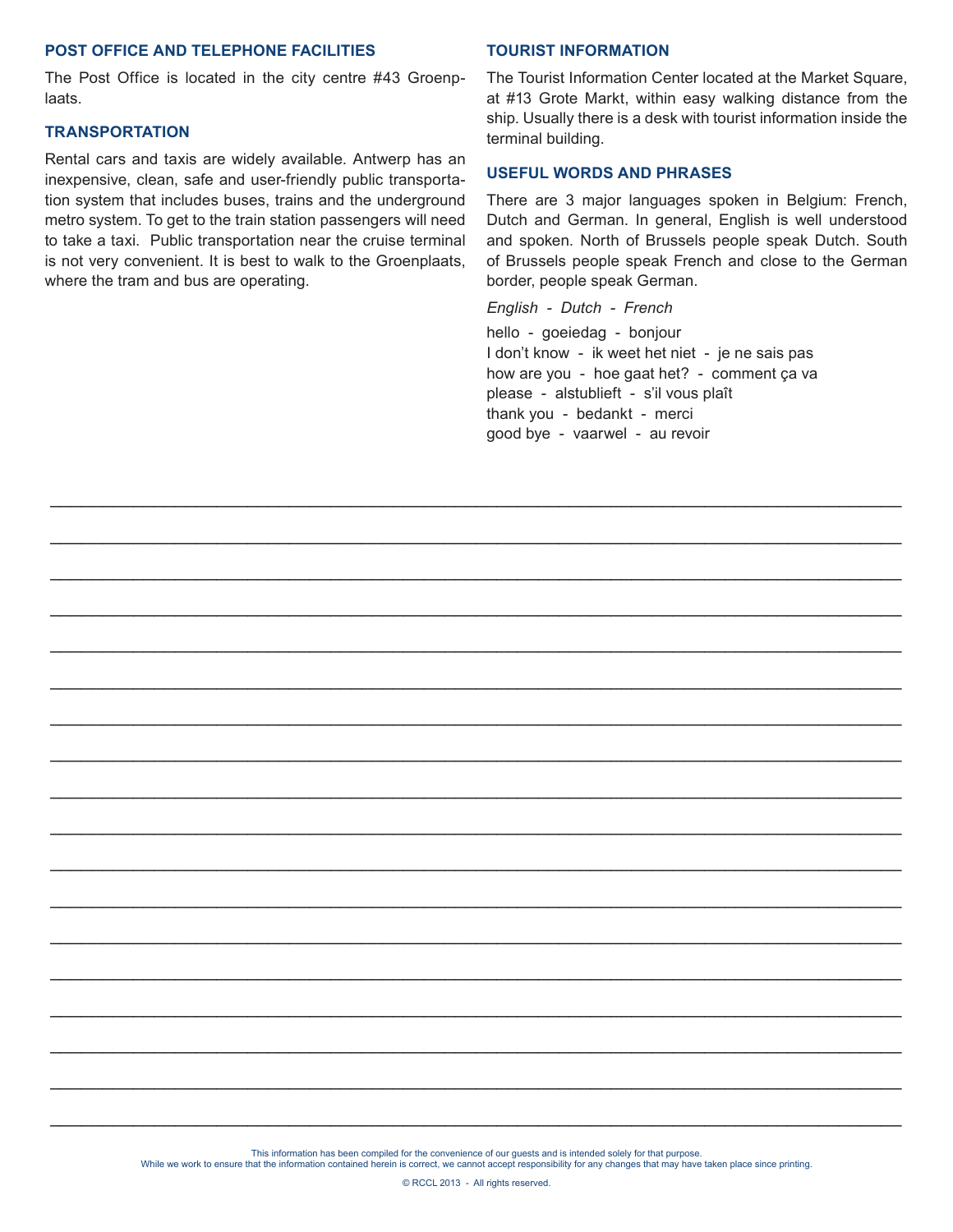## POST OFFICE AND TELEPHONE FACILITIES

The Post Office is located in the city centre #43 Groenplaats.

## TRANSPORTATION

Rental cars and taxis are widely available. Antwerp has an inexpensive, clean, safe and user-friendly public transportation system that includes buses, trains and the underground metro system. To get to the train station passengers will need to take a taxi. Public transportation near the cruise terminal is not very convenient. It is best to walk to the Groenplaats, where the tram and bus are operating.

## TOURIST INFORMATION

The Tourist Information Center located at the Market Square, at #13 Grote Markt, within easy walking distance from the ship. Usually there is a desk with tourist information inside the terminal building.

## USEFUL WORDS AND PHRASES

There are 3 major languages spoken in Belgium: French, Dutch and German. In general, English is well understood and spoken. North of Brussels people speak Dutch. South of Brussels people speak French and close to the German border, people speak German.

*English - Dutch - French*

hello - goeiedag - bonjour
I don't know - ik weet het niet - je ne sais pas
how are you - hoe gaat het? - comment ça va
please - alstublieft - s'il vous plaît
thank you - bedankt - merci
good bye - vaarwel - au revoir

This information has been compiled for the convenience of our guests and is intended solely for that purpose.
While we work to ensure that the information contained herein is correct, we cannot accept responsibility for any changes that may have taken place since printing.

© RCCL 2013 - All rights reserved.